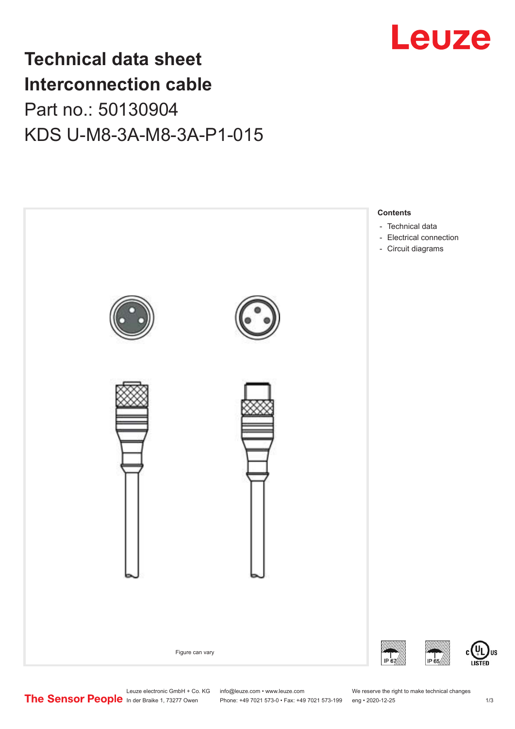# Technical data sheet
# Interconnection cable

## Part no.: 50130904

## KDS U-M8-3A-M8-3A-P1-015

Figure can vary

**Contents**

- Technical data
- Electrical connection
- Circuit diagrams

Leuze electronic GmbH + Co. KG
In der Braike 1, 73277 Owen

info@leuze.com • www.leuze.com
Phone: +49 7021 573-0 • Fax: +49 7021 573-199

We reserve the right to make technical changes
eng • 2020-12-25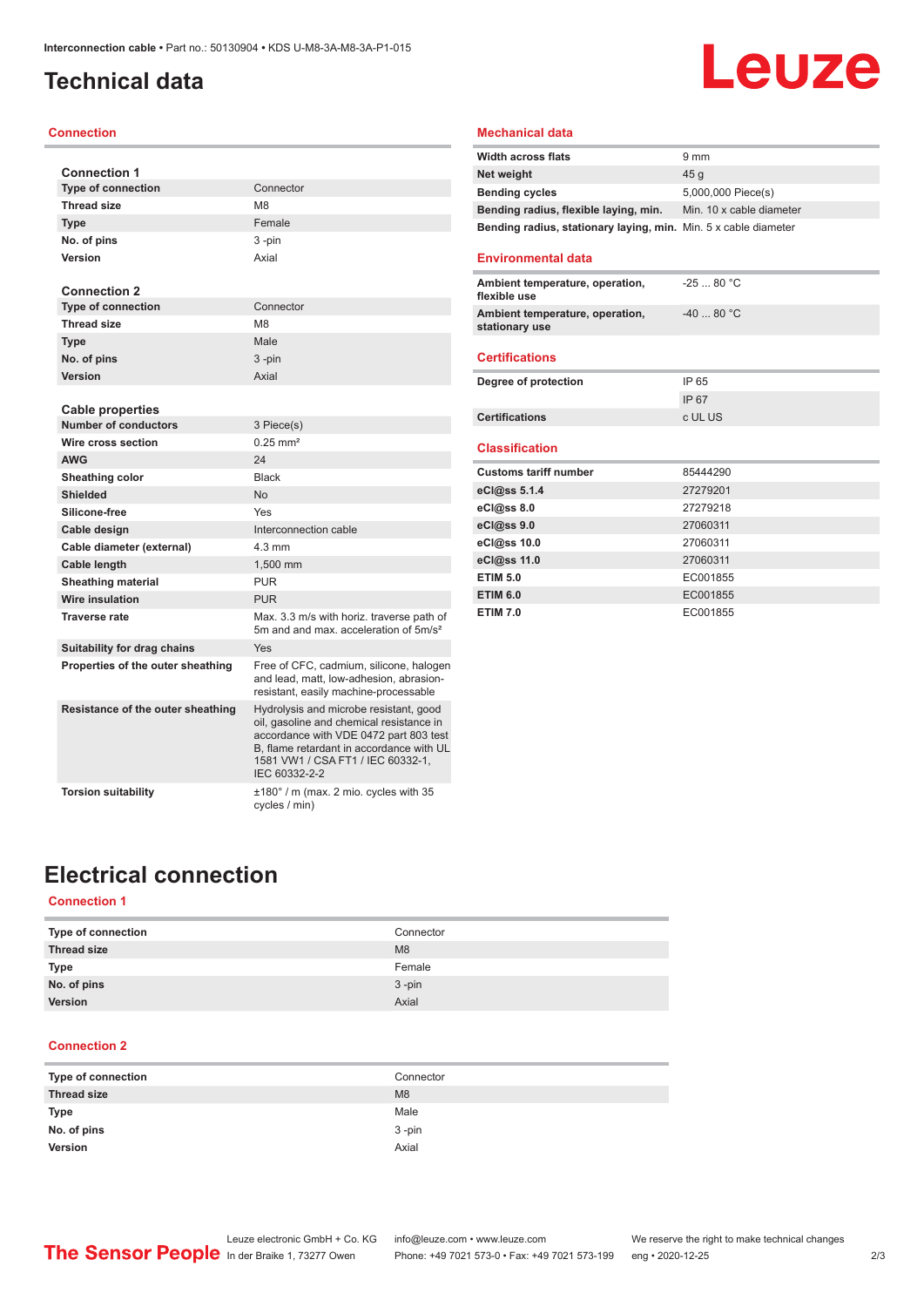# Technical data

## Connection

### Connection 1

| | |
|---|---|
| Type of connection | Connector |
| Thread size | M8 |
| Type | Female |
| No. of pins | 3 -pin |
| Version | Axial |

### Connection 2

| | |
|---|---|
| Type of connection | Connector |
| Thread size | M8 |
| Type | Male |
| No. of pins | 3 -pin |
| Version | Axial |

### Cable properties

| | |
|---|---|
| Number of conductors | 3 Piece(s) |
| Wire cross section | 0.25 mm² |
| AWG | 24 |
| Sheathing color | Black |
| Shielded | No |
| Silicone-free | Yes |
| Cable design | Interconnection cable |
| Cable diameter (external) | 4.3 mm |
| Cable length | 1,500 mm |
| Sheathing material | PUR |
| Wire insulation | PUR |
| Traverse rate | Max. 3.3 m/s with horiz. traverse path of 5m and and max. acceleration of 5m/s² |
| Suitability for drag chains | Yes |
| Properties of the outer sheathing | Free of CFC, cadmium, silicone, halogen and lead, matt, low-adhesion, abrasion-resistant, easily machine-processable |
| Resistance of the outer sheathing | Hydrolysis and microbe resistant, good oil, gasoline and chemical resistance in accordance with VDE 0472 part 803 test B, flame retardant in accordance with UL 1581 VW1 / CSA FT1 / IEC 60332-1, IEC 60332-2-2 |
| Torsion suitability | ±180° / m (max. 2 mio. cycles with 35 cycles / min) |

## Mechanical data

| | |
|---|---|
| Width across flats | 9 mm |
| Net weight | 45 g |
| Bending cycles | 5,000,000 Piece(s) |
| Bending radius, flexible laying, min. | Min. 10 x cable diameter |
| Bending radius, stationary laying, min. | Min. 5 x cable diameter |

## Environmental data

| | |
|---|---|
| Ambient temperature, operation, flexible use | -25 ... 80 °C |
| Ambient temperature, operation, stationary use | -40 ... 80 °C |

## Certifications

| | |
|---|---|
| Degree of protection | IP 65 |
| | IP 67 |
| Certifications | c UL US |

## Classification

| | |
|---|---|
| Customs tariff number | 85444290 |
| eCl@ss 5.1.4 | 27279201 |
| eCl@ss 8.0 | 27279218 |
| eCl@ss 9.0 | 27060311 |
| eCl@ss 10.0 | 27060311 |
| eCl@ss 11.0 | 27060311 |
| ETIM 5.0 | EC001855 |
| ETIM 6.0 | EC001855 |
| ETIM 7.0 | EC001855 |

# Electrical connection

## Connection 1

| | |
|---|---|
| Type of connection | Connector |
| Thread size | M8 |
| Type | Female |
| No. of pins | 3 -pin |
| Version | Axial |

## Connection 2

| | |
|---|---|
| Type of connection | Connector |
| Thread size | M8 |
| Type | Male |
| No. of pins | 3 -pin |
| Version | Axial |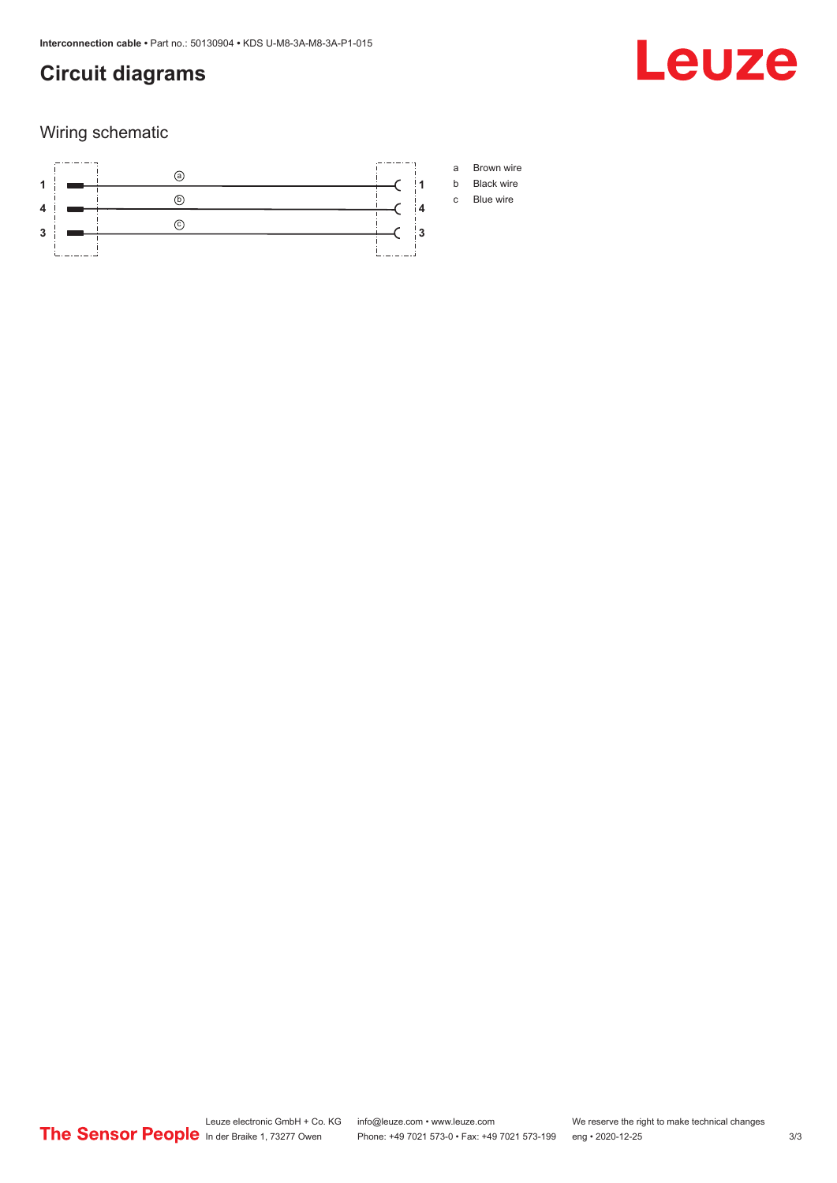# Circuit diagrams

## Wiring schematic

1
4
3

a
b
c

1
4
3

a Brown wire
b Black wire
c Blue wire